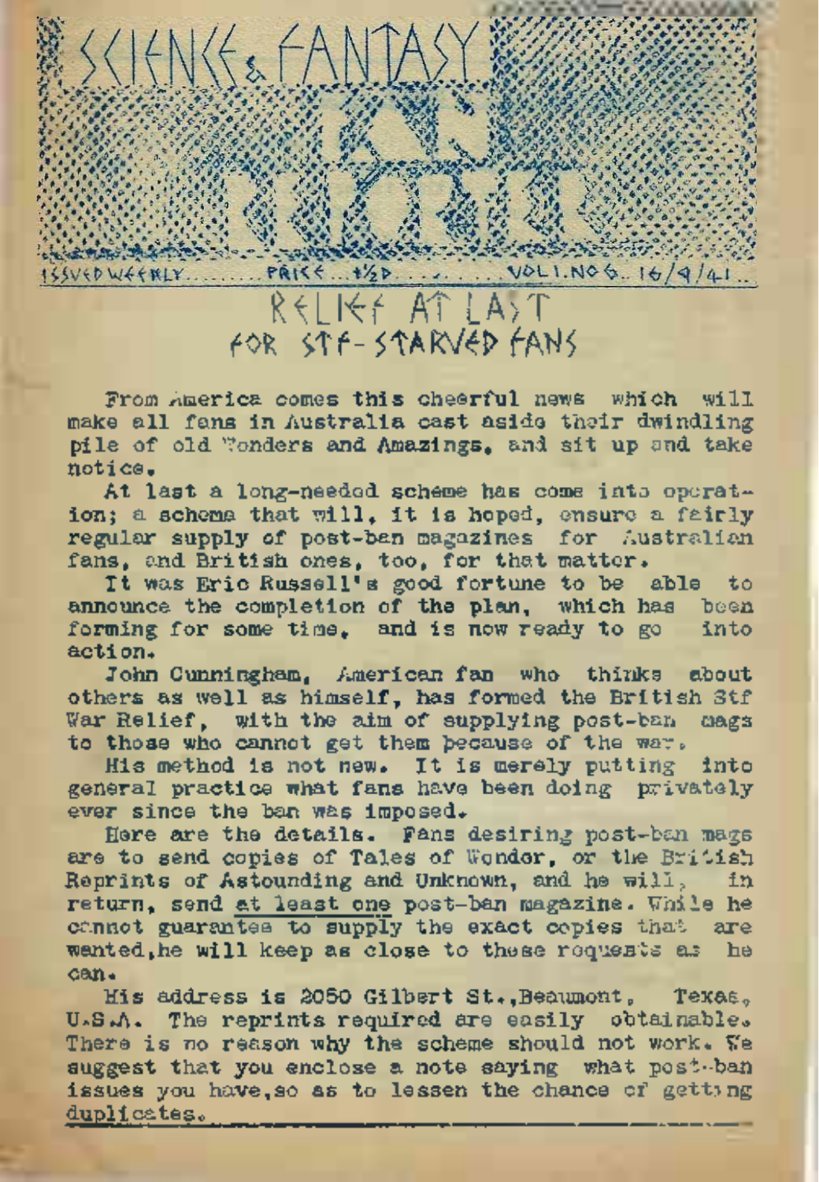# SCIENCE & FANTASY NEWS

ISSUED WEEKLY........PRICE...½D..........VOL.1.NO.6..16/9/41..

## RELIEF AT LAST FOR STF-STARVED FANS

From America comes this cheerful news which will make all fans in Australia cast aside their dwindling pile of old Wonders and Amazings, and sit up and take notice.

At last a long-needed scheme has come into operation; a scheme that will, it is hoped, ensure a fairly regular supply of post-ban magazines for Australian fans, and British ones, too, for that matter.

It was Eric Russell's good fortune to be able to announce the completion of the plan, which has been forming for some time, and is now ready to go into action.

John Cunningham, American fan who thinks about others as well as himself, has formed the British Stf War Relief, with the aim of supplying post-ban mags to those who cannot get them because of the war.

His method is not new. It is merely putting into general practice what fans have been doing privately ever since the ban was imposed.

Here are the details. Fans desiring post-ban mags are to send copies of Tales of Wonder, or the British Reprints of Astounding and Unknown, and he will, in return, send at least one post-ban magazine. While he cannot guarantee to supply the exact copies that are wanted, he will keep as close to these requests as he can.

His address is 2050 Gilbert St., Beaumont, Texas, U.S.A. The reprints required are easily obtainable. There is no reason why the scheme should not work. We suggest that you enclose a note saying what post-ban issues you have, so as to lessen the chance of getting duplicates.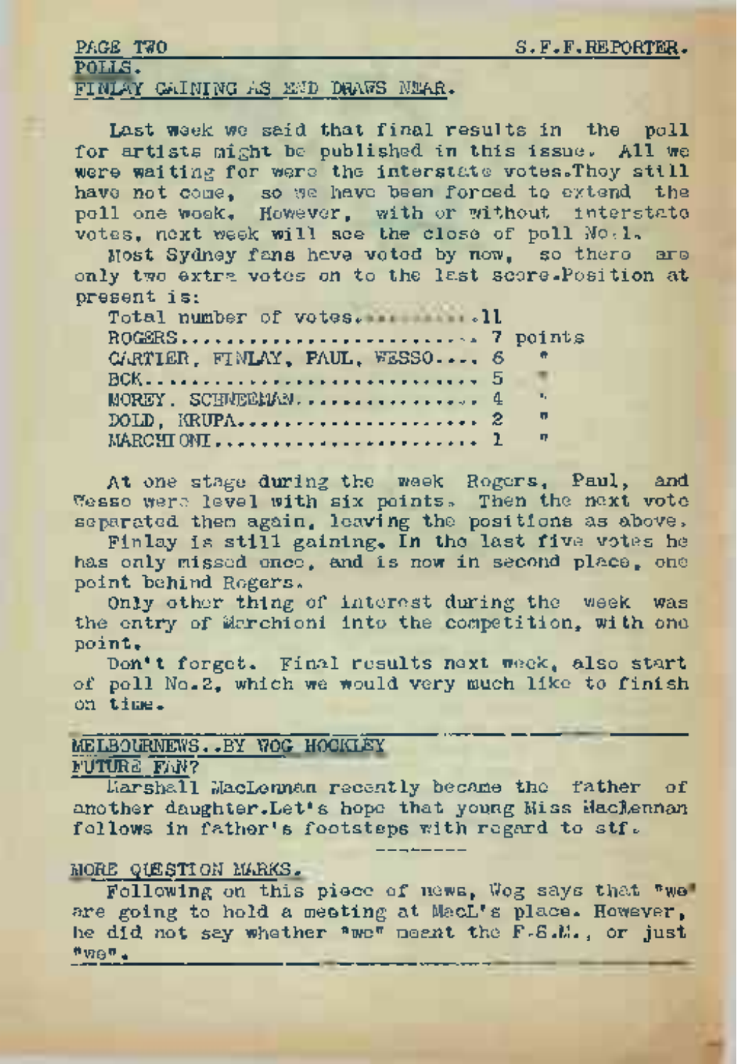## POLLS.
### FINLAY GAINING AS END DRAWS NEAR.

Last week we said that final results in the poll for artists might be published in this issue. All we were waiting for were the interstate votes.They still have not come, so we have been forced to extend the poll one week. However, with or without interstate votes, next week will see the close of poll No.1.

Most Sydney fans have voted by now, so there are only two extra votes on to the last score.Position at present is:

| | | |
|---|---|---|
| Total number of votes.......... | 11 | |
| ROGERS........................ | 7 | points |
| CARTIER, FINLAY, PAUL, WESSO.... | 6 | " |
| BOK........................... | 5 | " |
| MOREY, SCHNEEMAN............... | 4 | " |
| DOLD, KRUPA.................... | 2 | " |
| MARCHIONI...................... | 1 | " |

At one stage during the week Rogers, Paul, and Wesso were level with six points. Then the next vote separated them again, leaving the positions as above.

Finlay is still gaining. In the last five votes he has only missed once, and is now in second place, one point behind Rogers.

Only other thing of interest during the week was the entry of Marchioni into the competition, with one point.

Don't forget. Final results next week, also start of poll No.2, which we would very much like to finish on time.

---

## MELBOURNEWS..BY WOG HOCKLEY
### FUTURE FAN?

Marshall MacLennan recently became the father of another daughter.Let's hope that young Miss MacLennan follows in father's footsteps with regard to stf.

---

### MORE QUESTION MARKS.

Following on this piece of news, Wog says that "we" are going to hold a meeting at MacL's place. However, he did not say whether "we" meant the F.S.M., or just "we".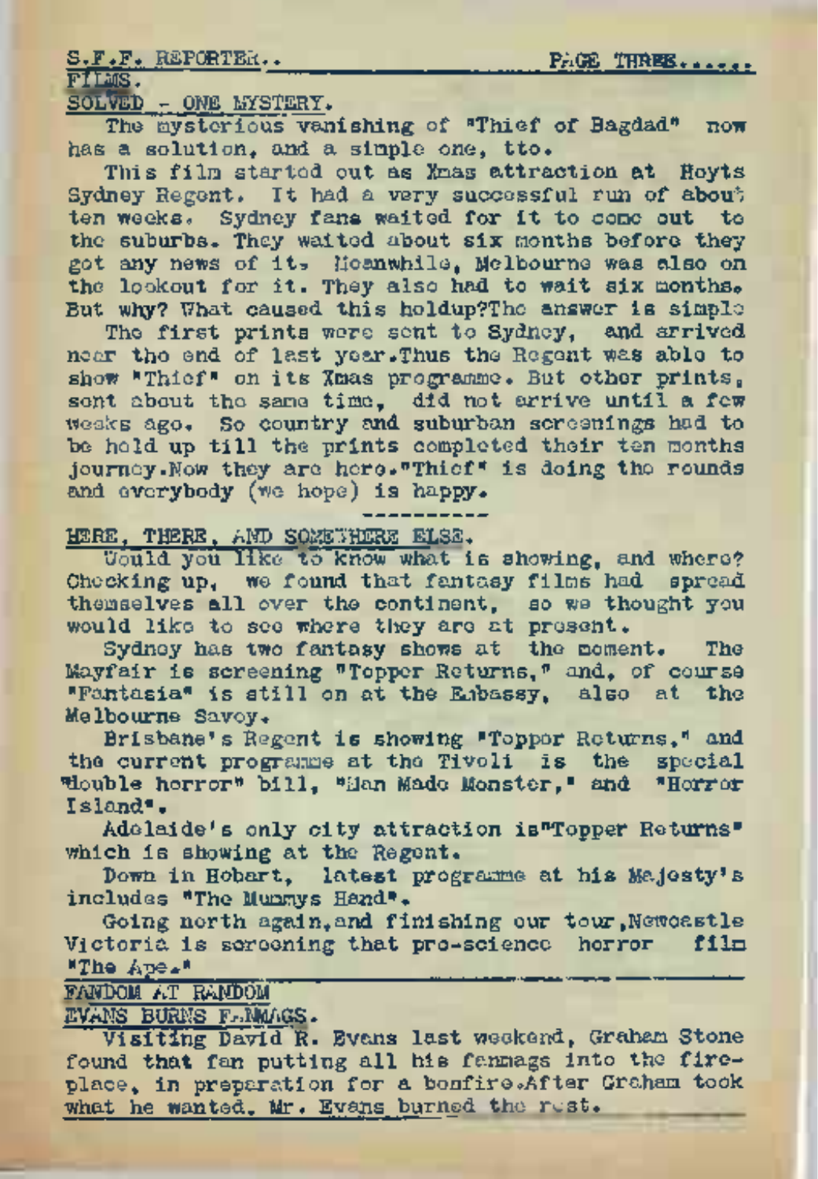## FILMS.

### SOLVED - ONE MYSTERY.

The mysterious vanishing of "Thief of Bagdad" now has a solution, and a simple one, tto.

This film started out as Xmas attraction at Hoyts Sydney Regent. It had a very successful run of about ten weeks. Sydney fans waited for it to come out to the suburbs. They waited about six months before they got any news of it. Meanwhile, Melbourne was also on the lookout for it. They also had to wait six months. But why? What caused this holdup?The answer is simple

The first prints were sent to Sydney, and arrived near the end of last year.Thus the Regent was able to show "Thief" on its Xmas programme. But other prints, sent about the same time, did not arrive until a few weeks ago. So country and suburban screenings had to be held up till the prints completed their ten months journey.Now they are here."Thief" is doing the rounds and everybody (we hope) is happy.

---

### HERE, THERE, AND SOMEWHERE ELSE.

Would you like to know what is showing, and where? Checking up, we found that fantasy films had spread themselves all over the continent, so we thought you would like to see where they are at present.

Sydney has two fantasy shows at the moment. The Mayfair is screening "Topper Returns," and, of course "Fantasia" is still on at the Embassy, also at the Melbourne Savoy.

Brisbane's Regent is showing "Topper Returns," and the current programme at the Tivoli is the special "double horror" bill, "Man Made Monster," and "Horror Island".

Adelaide's only city attraction is"Topper Returns" which is showing at the Regent.

Down in Hobart, latest programme at his Majesty's includes "The Mummys Hand".

Going north again,and finishing our tour,Newcastle Victoria is screening that pro-science horror film "The Ape."

## FANDOM AT RANDOM

### EVANS BURNS FANMAGS.

Visiting David R. Evans last weekend, Graham Stone found that fan putting all his fanmags into the fire-place, in preparation for a bonfire.After Graham took what he wanted, Mr. Evans burned the rest.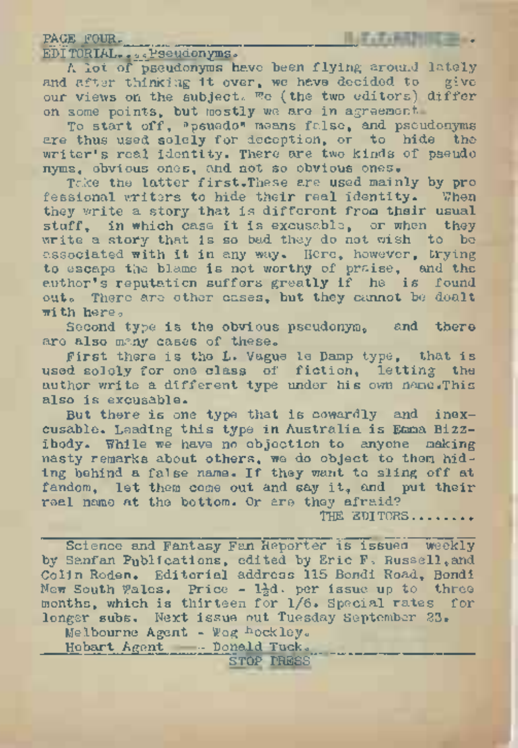## EDITORIAL.....Pseudonyms.

A lot of pseudonyms have been flying around lately and after thinking it over, we have decided to give our views on the subject. We (the two editors) differ on some points, but mostly we are in agreement.

To start off, "pseudo" means false, and pseudonyms are thus used solely for deception, or to hide the writer's real identity. There are two kinds of pseudonyms, obvious ones, and not so obvious ones.

Take the latter first. These are used mainly by professional writers to hide their real identity. When they write a story that is different from their usual stuff, in which case it is excusable, or when they write a story that is so bad they do not wish to be associated with it in any way. Here, however, trying to escape the blame is not worthy of praise, and the author's reputation suffers greatly if he is found out. There are other cases, but they cannot be dealt with here.

Second type is the obvious pseudonym, and there are also many cases of these.

First there is the L. Vague le Damp type, that is used solely for one class of fiction, letting the author write a different type under his own name. This also is excusable.

But there is one type that is cowardly and inexcusable. Leading this type in Australia is Emma Bizzibody. While we have no objection to anyone making nasty remarks about others, we do object to them hiding behind a false name. If they want to sling off at fandom, let them come out and say it, and put their real name at the bottom. Or are they afraid?

THE EDITORS........

---

Science and Fantasy Fan Reporter is issued weekly by Sanfan Publications, edited by Eric F. Russell, and Colin Roden. Editorial address 115 Bondi Road, Bondi New South Wales. Price - 1½d. per issue up to three months, which is thirteen for 1/6. Special rates for longer subs. Next issue out Tuesday September 23.

Melbourne Agent - Wog Hockley.

Hobart Agent - Donald Tuck.

STOP PRESS